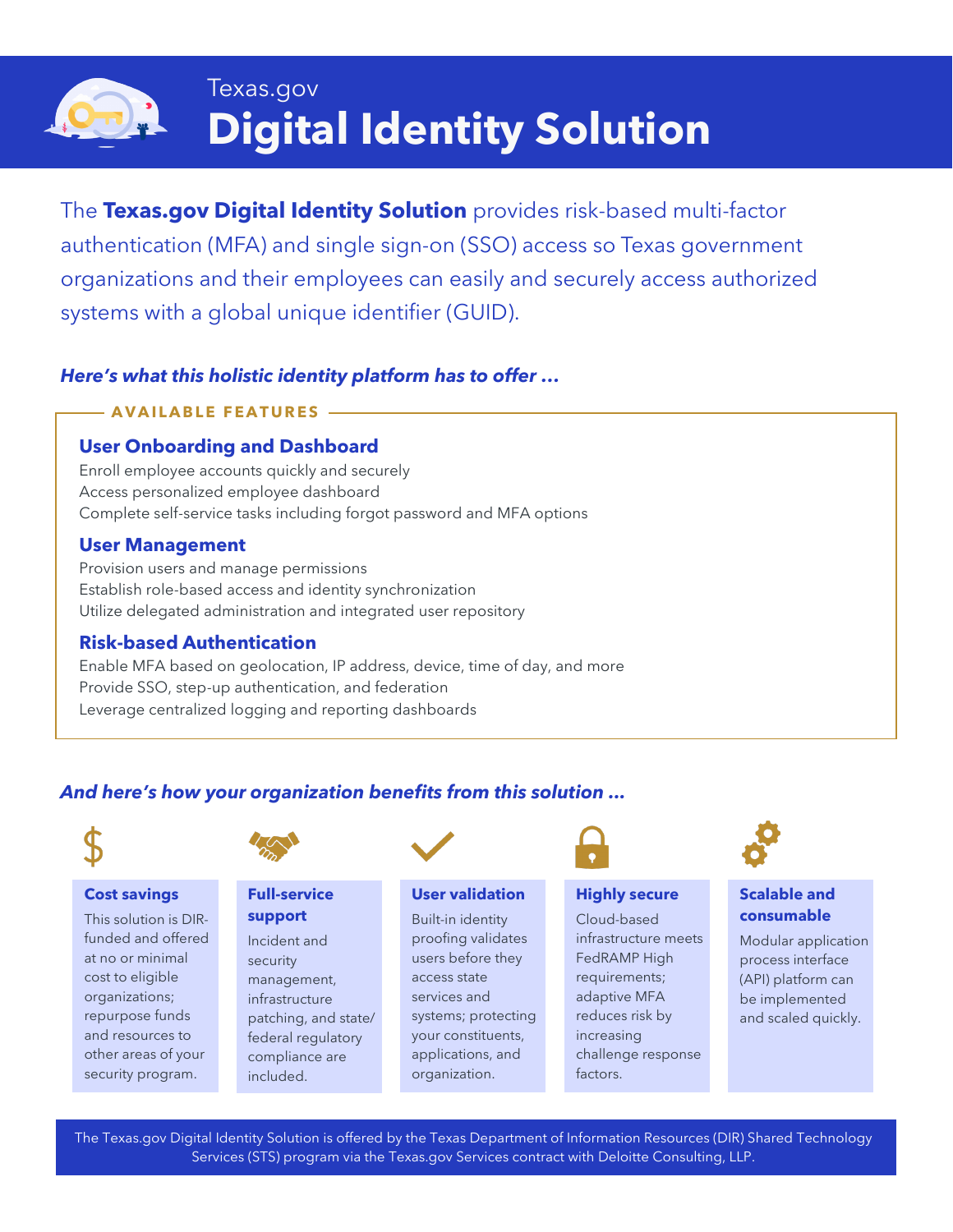Texas.gov

# Digital Identity Solution

The **Texas.gov Digital Identity Solution** provides risk-based multi-factor authentication (MFA) and single sign-on (SSO) access so Texas government organizations and their employees can easily and securely access authorized systems with a global unique identifier (GUID).

***Here's what this holistic identity platform has to offer …***

## AVAILABLE FEATURES

### User Onboarding and Dashboard

Enroll employee accounts quickly and securely
Access personalized employee dashboard
Complete self-service tasks including forgot password and MFA options

### User Management

Provision users and manage permissions
Establish role-based access and identity synchronization
Utilize delegated administration and integrated user repository

### Risk-based Authentication

Enable MFA based on geolocation, IP address, device, time of day, and more
Provide SSO, step-up authentication, and federation
Leverage centralized logging and reporting dashboards

***And here's how your organization benefits from this solution …***

### Cost savings

This solution is DIR-funded and offered at no or minimal cost to eligible organizations; repurpose funds and resources to other areas of your security program.

### Full-service support

Incident and security management, infrastructure patching, and state/federal regulatory compliance are included.

### User validation

Built-in identity proofing validates users before they access state services and systems; protecting your constituents, applications, and organization.

### Highly secure

Cloud-based infrastructure meets FedRAMP High requirements; adaptive MFA reduces risk by increasing challenge response factors.

### Scalable and consumable

Modular application process interface (API) platform can be implemented and scaled quickly.

The Texas.gov Digital Identity Solution is offered by the Texas Department of Information Resources (DIR) Shared Technology Services (STS) program via the Texas.gov Services contract with Deloitte Consulting, LLP.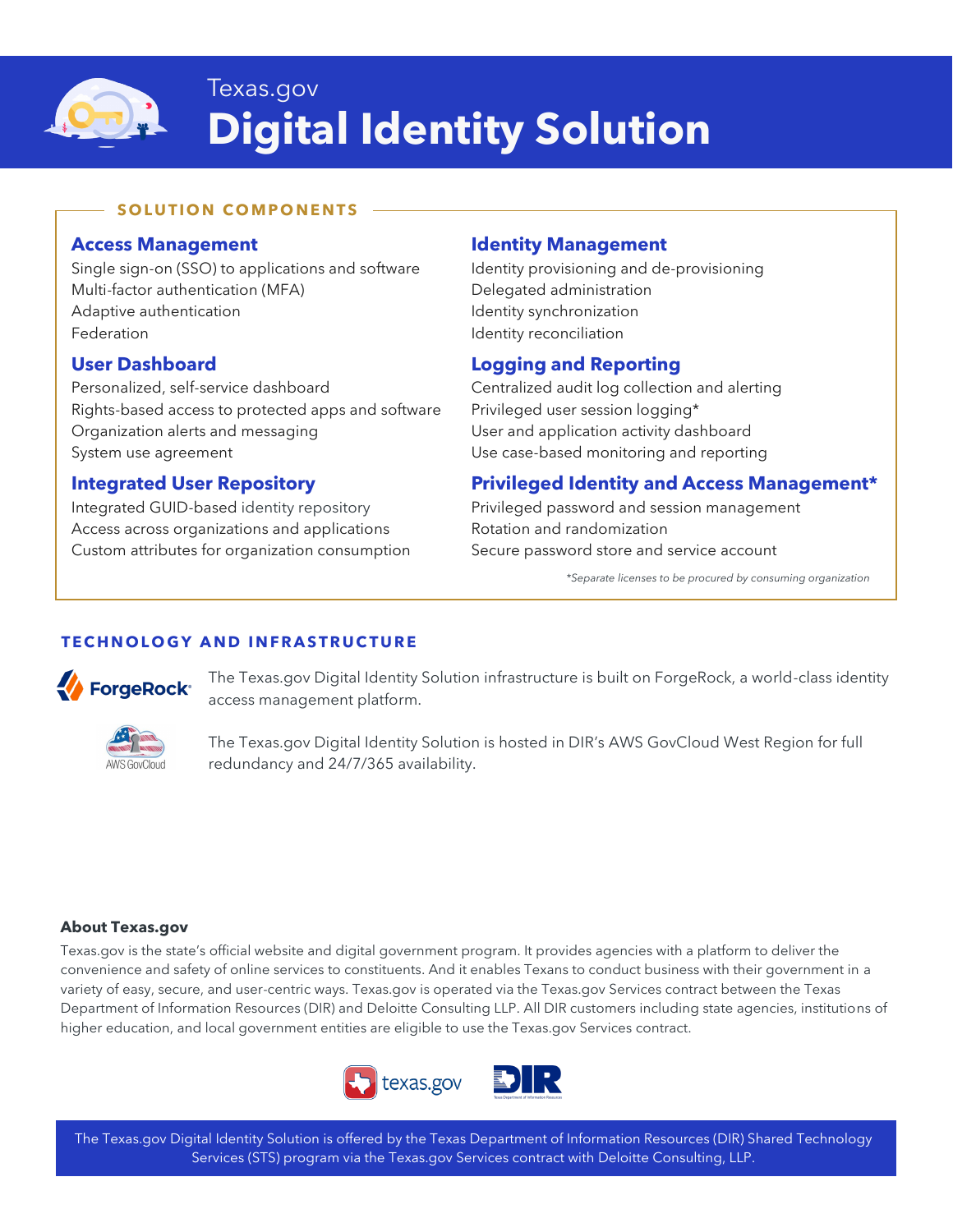Texas.gov

# Digital Identity Solution

## SOLUTION COMPONENTS

### Access Management

Single sign-on (SSO) to applications and software
Multi-factor authentication (MFA)
Adaptive authentication
Federation

### User Dashboard

Personalized, self-service dashboard
Rights-based access to protected apps and software
Organization alerts and messaging
System use agreement

### Integrated User Repository

Integrated GUID-based identity repository
Access across organizations and applications
Custom attributes for organization consumption

### Identity Management

Identity provisioning and de-provisioning
Delegated administration
Identity synchronization
Identity reconciliation

### Logging and Reporting

Centralized audit log collection and alerting
Privileged user session logging*
User and application activity dashboard
Use case-based monitoring and reporting

### Privileged Identity and Access Management*

Privileged password and session management
Rotation and randomization
Secure password store and service account

*\*Separate licenses to be procured by consuming organization*

## TECHNOLOGY AND INFRASTRUCTURE

ForgeRock

The Texas.gov Digital Identity Solution infrastructure is built on ForgeRock, a world-class identity access management platform.

AWS GovCloud

The Texas.gov Digital Identity Solution is hosted in DIR's AWS GovCloud West Region for full redundancy and 24/7/365 availability.

**About Texas.gov**

Texas.gov is the state's official website and digital government program. It provides agencies with a platform to deliver the convenience and safety of online services to constituents. And it enables Texans to conduct business with their government in a variety of easy, secure, and user-centric ways. Texas.gov is operated via the Texas.gov Services contract between the Texas Department of Information Resources (DIR) and Deloitte Consulting LLP. All DIR customers including state agencies, institutions of higher education, and local government entities are eligible to use the Texas.gov Services contract.

texas.gov DIR

The Texas.gov Digital Identity Solution is offered by the Texas Department of Information Resources (DIR) Shared Technology Services (STS) program via the Texas.gov Services contract with Deloitte Consulting, LLP.